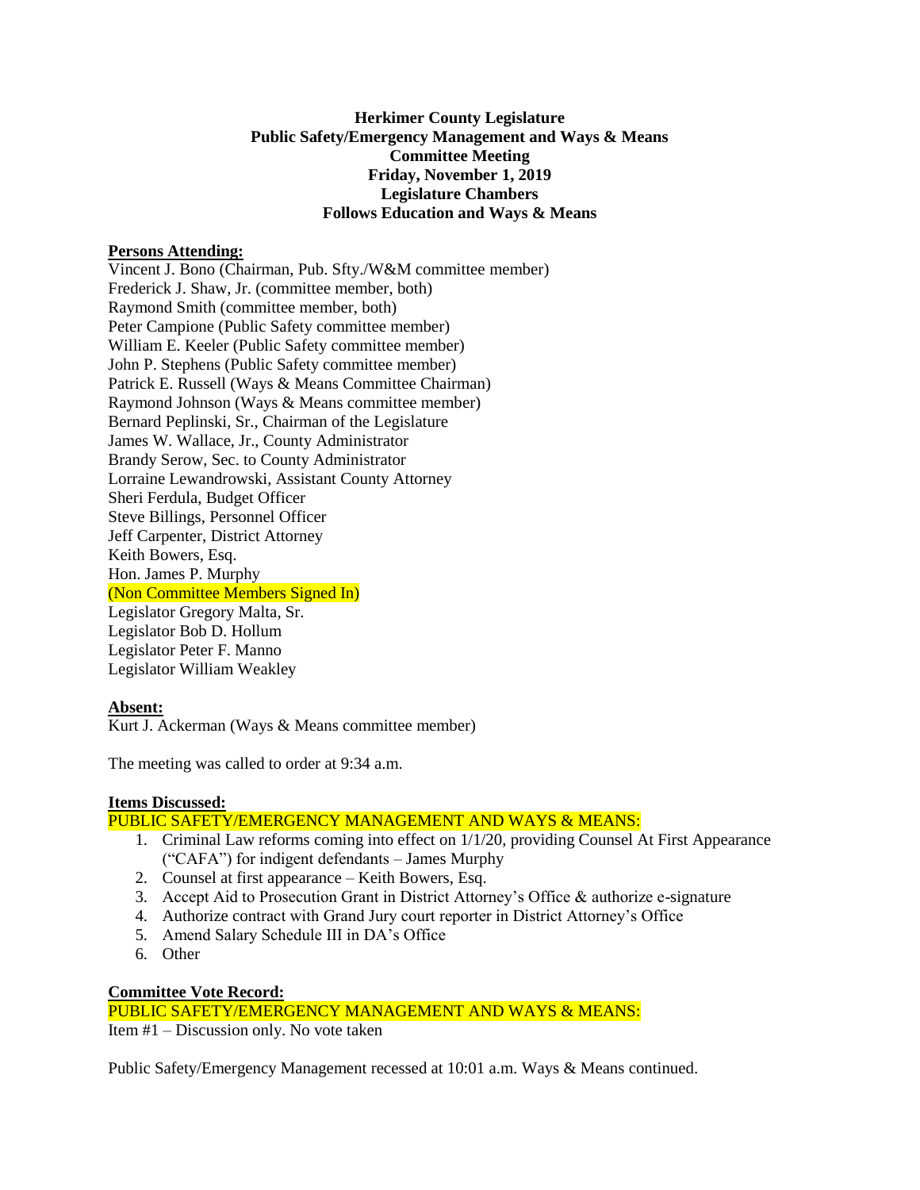**Herkimer County Legislature**
**Public Safety/Emergency Management and Ways & Means**
**Committee Meeting**
**Friday, November 1, 2019**
**Legislature Chambers**
**Follows Education and Ways & Means**

**Persons Attending:**

Vincent J. Bono (Chairman, Pub. Sfty./W&M committee member)
Frederick J. Shaw, Jr. (committee member, both)
Raymond Smith (committee member, both)
Peter Campione (Public Safety committee member)
William E. Keeler (Public Safety committee member)
John P. Stephens (Public Safety committee member)
Patrick E. Russell (Ways & Means Committee Chairman)
Raymond Johnson (Ways & Means committee member)
Bernard Peplinski, Sr., Chairman of the Legislature
James W. Wallace, Jr., County Administrator
Brandy Serow, Sec. to County Administrator
Lorraine Lewandrowski, Assistant County Attorney
Sheri Ferdula, Budget Officer
Steve Billings, Personnel Officer
Jeff Carpenter, District Attorney
Keith Bowers, Esq.
Hon. James P. Murphy
(Non Committee Members Signed In)
Legislator Gregory Malta, Sr.
Legislator Bob D. Hollum
Legislator Peter F. Manno
Legislator William Weakley

**Absent:**

Kurt J. Ackerman (Ways & Means committee member)

The meeting was called to order at 9:34 a.m.

**Items Discussed:**

PUBLIC SAFETY/EMERGENCY MANAGEMENT AND WAYS & MEANS:

1. Criminal Law reforms coming into effect on 1/1/20, providing Counsel At First Appearance ("CAFA") for indigent defendants – James Murphy
2. Counsel at first appearance – Keith Bowers, Esq.
3. Accept Aid to Prosecution Grant in District Attorney's Office & authorize e-signature
4. Authorize contract with Grand Jury court reporter in District Attorney's Office
5. Amend Salary Schedule III in DA's Office
6. Other

**Committee Vote Record:**

PUBLIC SAFETY/EMERGENCY MANAGEMENT AND WAYS & MEANS:

Item #1 – Discussion only. No vote taken

Public Safety/Emergency Management recessed at 10:01 a.m. Ways & Means continued.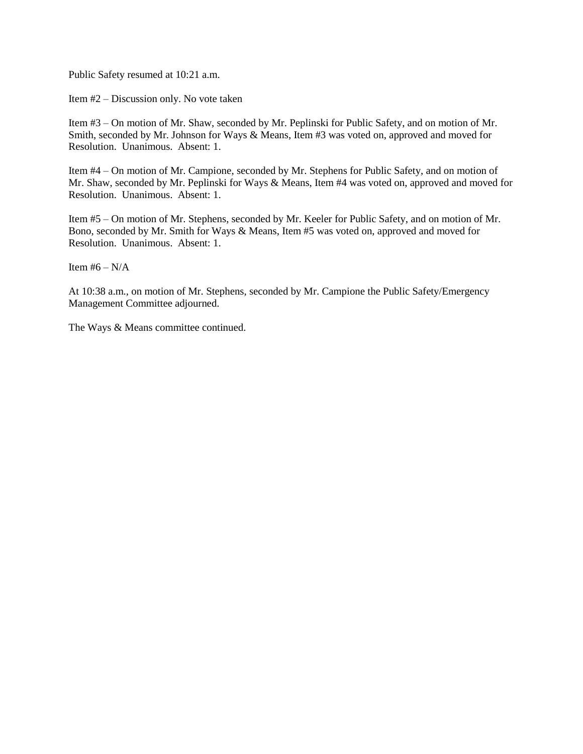Public Safety resumed at 10:21 a.m.

Item #2 – Discussion only. No vote taken

Item #3 – On motion of Mr. Shaw, seconded by Mr. Peplinski for Public Safety, and on motion of Mr. Smith, seconded by Mr. Johnson for Ways & Means, Item #3 was voted on, approved and moved for Resolution. Unanimous. Absent: 1.

Item #4 – On motion of Mr. Campione, seconded by Mr. Stephens for Public Safety, and on motion of Mr. Shaw, seconded by Mr. Peplinski for Ways & Means, Item #4 was voted on, approved and moved for Resolution. Unanimous. Absent: 1.

Item #5 – On motion of Mr. Stephens, seconded by Mr. Keeler for Public Safety, and on motion of Mr. Bono, seconded by Mr. Smith for Ways & Means, Item #5 was voted on, approved and moved for Resolution. Unanimous. Absent: 1.

Item #6 – N/A

At 10:38 a.m., on motion of Mr. Stephens, seconded by Mr. Campione the Public Safety/Emergency Management Committee adjourned.

The Ways & Means committee continued.